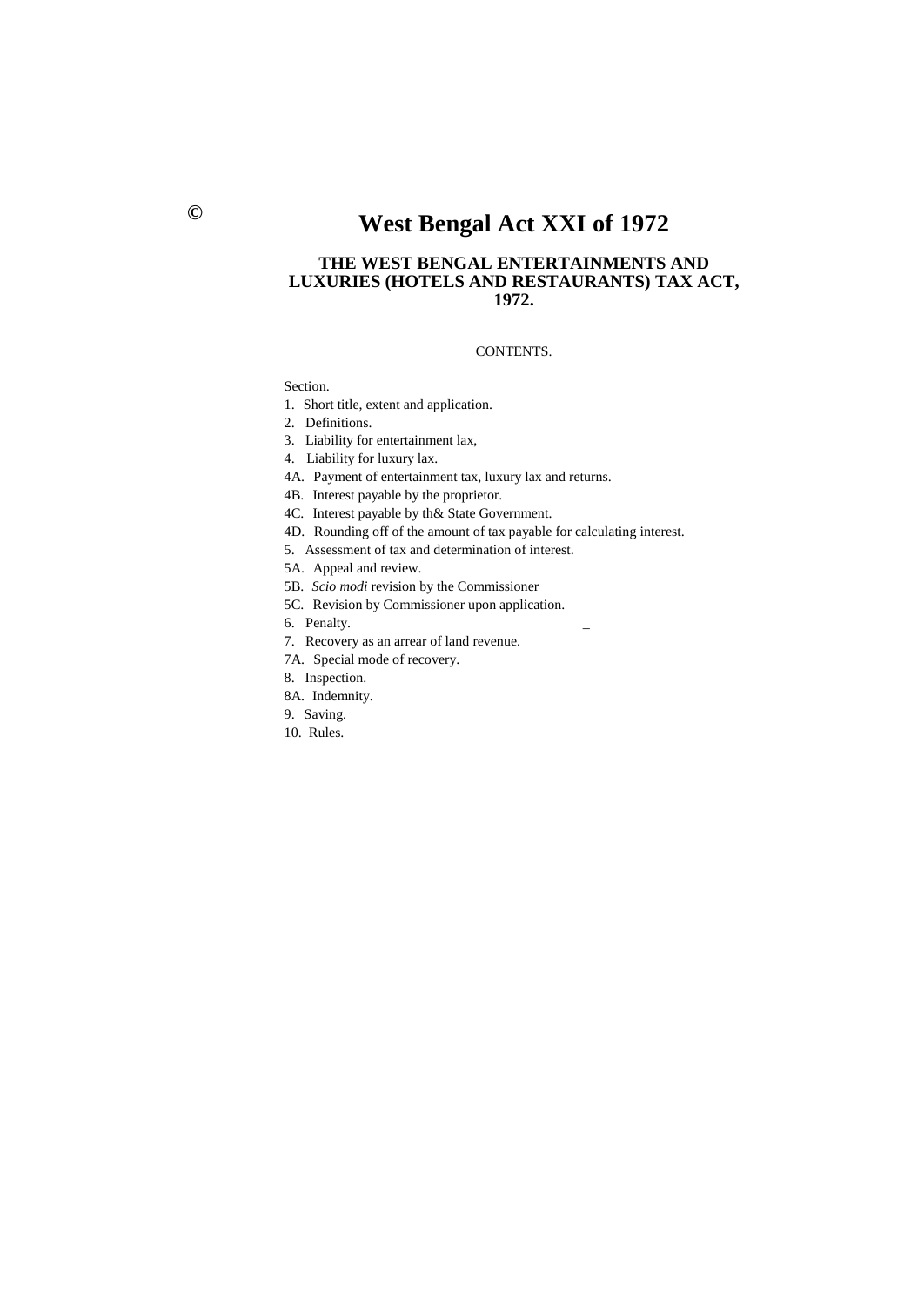©

# West Bengal Act XXI of 1972

## THE WEST BENGAL ENTERTAINMENTS AND LUXURIES (HOTELS AND RESTAURANTS) TAX ACT, 1972.

CONTENTS.

Section.

1. Short title, extent and application.
2. Definitions.
3. Liability for entertainment lax,
4. Liability for luxury lax.

4A. Payment of entertainment tax, luxury lax and returns.

4B. Interest payable by the proprietor.

4C. Interest payable by th& State Government.

4D. Rounding off of the amount of tax payable for calculating interest.

5. Assessment of tax and determination of interest.

5A. Appeal and review.

5B. *Scio modi* revision by the Commissioner

5C. Revision by Commissioner upon application.

6. Penalty.
7. Recovery as an arrear of land revenue.

7A. Special mode of recovery.

8. Inspection.

8A. Indemnity.

9. Saving.
10. Rules.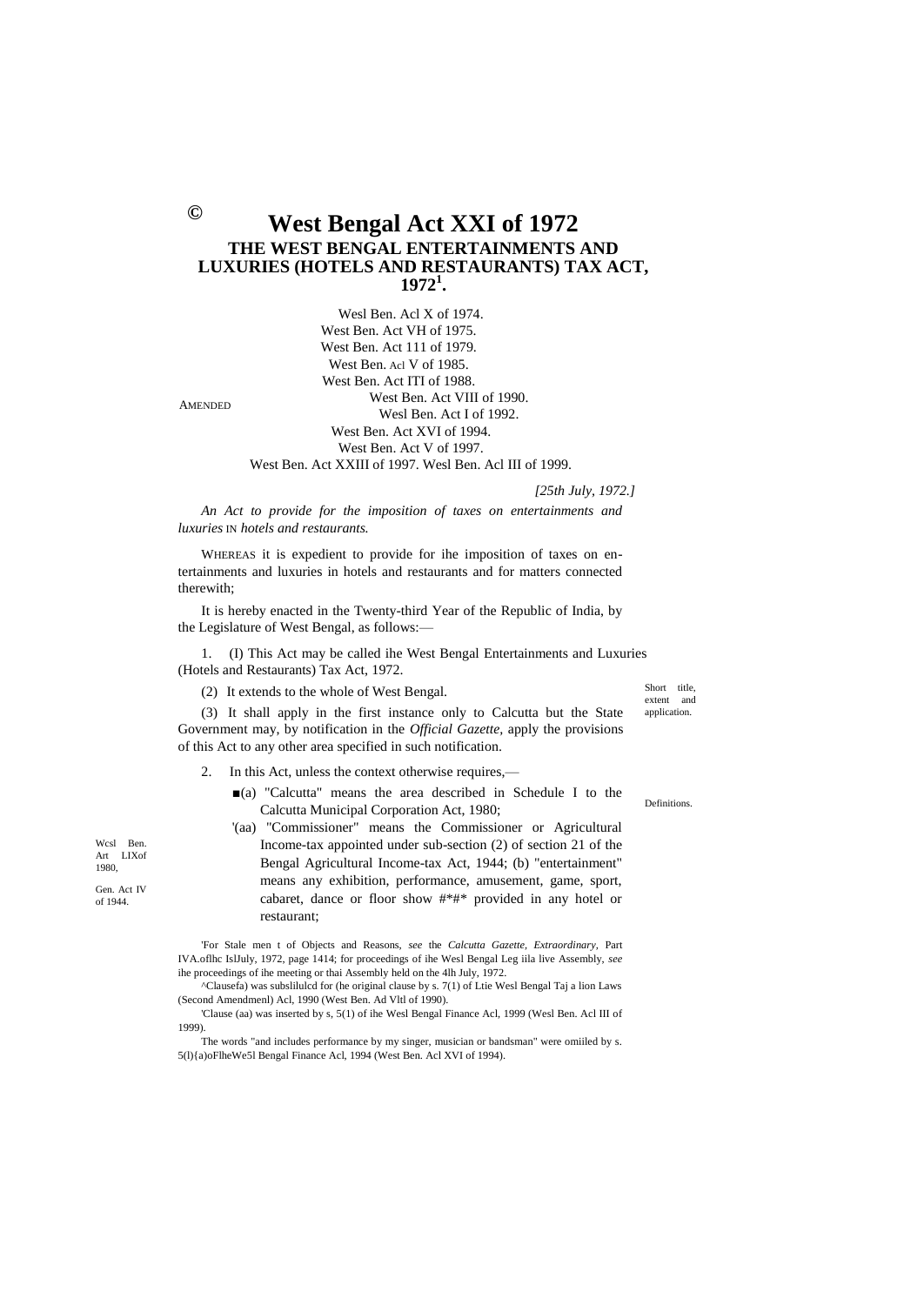©

# West Bengal Act XXI of 1972

## THE WEST BENGAL ENTERTAINMENTS AND LUXURIES (HOTELS AND RESTAURANTS) TAX ACT, 1972[1].

AMENDED

Wesl Ben. Acl X of 1974.
West Ben. Act VH of 1975.
West Ben. Act 111 of 1979.
West Ben. Acl V of 1985.
West Ben. Act ITI of 1988.
West Ben. Act VIII of 1990.
Wesl Ben. Act I of 1992.
West Ben. Act XVI of 1994.
West Ben. Act V of 1997.
West Ben. Act XXIII of 1997. Wesl Ben. Acl III of 1999.

*[25th July, 1972.]*

*An Act to provide for the imposition of taxes on entertainments and luxuries* IN *hotels and restaurants.*

WHEREAS it is expedient to provide for ihe imposition of taxes on entertainments and luxuries in hotels and restaurants and for matters connected therewith;

It is hereby enacted in the Twenty-third Year of the Republic of India, by the Legislature of West Bengal, as follows:—

Short title, extent and application.

1. (I) This Act may be called ihe West Bengal Entertainments and Luxuries (Hotels and Restaurants) Tax Act, 1972.

(2) It extends to the whole of West Bengal.

(3) It shall apply in the first instance only to Calcutta but the State Government may, by notification in the *Official Gazette*, apply the provisions of this Act to any other area specified in such notification.

Definitions.

2. In this Act, unless the context otherwise requires,—

■(a) "Calcutta" means the area described in Schedule I to the Calcutta Municipal Corporation Act, 1980;

Wcsl Ben. Art LIXof 1980,

Gen. Act IV of 1944.

'(aa) "Commissioner" means the Commissioner or Agricultural Income-tax appointed under sub-section (2) of section 21 of the Bengal Agricultural Income-tax Act, 1944; (b) "entertainment" means any exhibition, performance, amusement, game, sport, cabaret, dance or floor show #*#* provided in any hotel or restaurant;

'For Stale men t of Objects and Reasons, *see* the *Calcutta Gazette, Extraordinary,* Part IVA.oflhc IslJuly, 1972, page 1414; for proceedings of ihe Wesl Bengal Leg iila live Assembly, *see* ihe proceedings of ihe meeting or thai Assembly held on the 4lh July, 1972.

^Clausefa) was subslilulcd for (he original clause by s. 7(1) of Ltie Wesl Bengal Taj a lion Laws (Second Amendmenl) Acl, 1990 (West Ben. Ad Vltl of 1990).

'Clause (aa) was inserted by s, 5(1) of ihe Wesl Bengal Finance Acl, 1999 (Wesl Ben. Acl III of 1999).

The words "and includes performance by my singer, musician or bandsman" were omiiled by s. 5(l){a)oFlheWe5l Bengal Finance Acl, 1994 (West Ben. Acl XVI of 1994).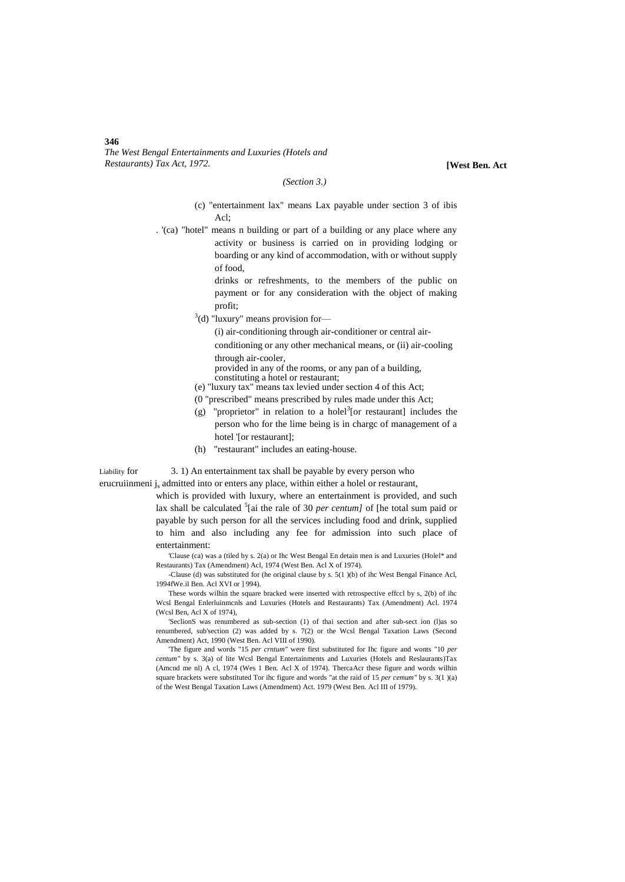(c) "entertainment lax" means Lax payable under section 3 of ibis Acl;

. '(ca) "hotel" means n building or part of a building or any place where any activity or business is carried on in providing lodging or boarding or any kind of accommodation, with or without supply of food, drinks or refreshments, to the members of the public on payment or for any consideration with the object of making profit;

[3](d) "luxury" means provision for—

(i) air-conditioning through air-conditioner or central air-conditioning or any other mechanical means, or (ii) air-cooling through air-cooler,

provided in any of the rooms, or any pan of a building, constituting a hotel or restaurant;

(e) "luxury tax" means tax levied under section 4 of this Act;

(0 "prescribed" means prescribed by rules made under this Act;

(g) "proprietor" in relation to a holel[3][or restaurant] includes the person who for the lime being is in chargc of management of a hotel '[or restaurant];

(h) "restaurant" includes an eating-house.

Liability for erucruiinmeni $j_s$

3. 1) An entertainment tax shall be payable by every person who admitted into or enters any place, within either a holel or restaurant, which is provided with luxury, where an entertainment is provided, and such lax shall be calculated [5][ai the rale of 30 *per centum]* of [he total sum paid or payable by such person for all the services including food and drink, supplied to him and also including any fee for admission into such place of entertainment:

'Clause (ca) was a (tiled by s. 2(a) or Ihc West Bengal En detain men is and Luxuries (Holel* and Restaurants) Tax (Amendment) Acl, 1974 (West Ben. Acl X of 1974).

-Clause (d) was substituted for (he original clause by s. 5(1 )(b) of ihc West Bengal Finance Acl, 1994fWe.il Ben. Acl XVI or ] 994).

These words wilhin the square bracked were inserted with retrospective effccl by s, 2(b) of ihc Wcsl Bengal Enlerluinmcnls and Luxuries (Hotels and Restaurants) Tax (Amendment) Acl. 1974 (Wcsl Ben, Acl X of 1974),

'SeclionS was renumbered as sub-section (1) of thai section and after sub-sect ion (l)as so renumbered, sub'section (2) was added by s. 7(2) or the Wcsl Bengal Taxation Laws (Second Amendment) Act, 1990 (West Ben. Acl VIII of 1990).

'The figure and words "15 *per crntum"* were first substituted for Ihc figure and wonts "10 *per centum"* by s. 3(a) of lite Wcsl Bengal Entertainments and Luxuries (Hotels and Reslaurants)Tax (Amcnd me nl) A cl, 1974 (Wes 1 Ben. Acl X of 1974). ThercaAcr these figure and words wilhin square brackets were substituted Tor ihc figure and words "at the raid of 15 *per cemum"* by s. 3(1 )(a) of the West Bengal Taxation Laws (Amendment) Act. 1979 (West Ben. Acl III of 1979).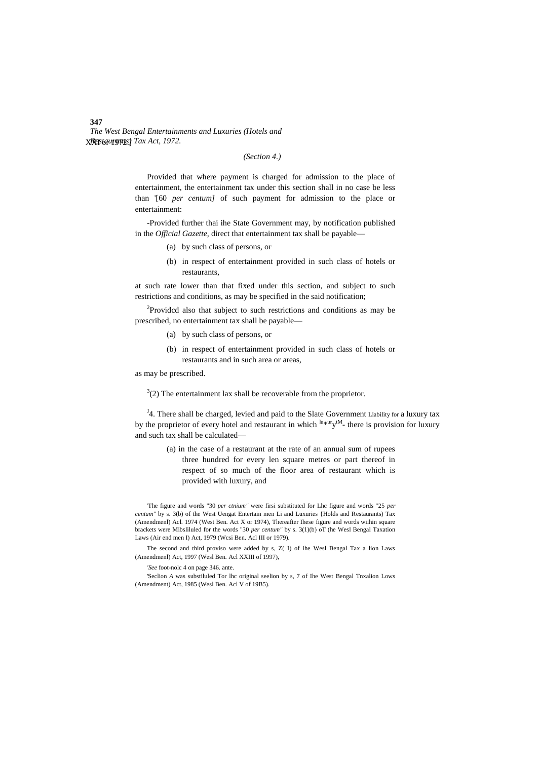(Section 4.)

Provided that where payment is charged for admission to the place of entertainment, the entertainment tax under this section shall in no case be less than '[60 *per centum]* of such payment for admission to the place or entertainment:

-Provided further thai ihe State Government may, by notification published in the *Official Gazette,* direct that entertainment tax shall be payable—

(a) by such class of persons, or

(b) in respect of entertainment provided in such class of hotels or restaurants,

at such rate lower than that fixed under this section, and subject to such restrictions and conditions, as may be specified in the said notification;

[2]Providcd also that subject to such restrictions and conditions as may be prescribed, no entertainment tax shall be payable—

(a) by such class of persons, or

(b) in respect of entertainment provided in such class of hotels or restaurants and in such area or areas,

as may be prescribed.

[3](2) The entertainment lax shall be recoverable from the proprietor.

[J]4. There shall be charged, levied and paid to the Slate Government Liability for a luxury tax by the proprietor of every hotel and restaurant in which lu*ury tM- there is provision for luxury and such tax shall be calculated—

(a) in the case of a restaurant at the rate of an annual sum of rupees three hundred for every len square metres or part thereof in respect of so much of the floor area of restaurant which is provided with luxury, and

'The figure and words "30 *per ctnium"* were firsi substituted for Lhc figure and words "25 *per centum"* by s. 3(b) of the West Uengat Entertain men Li and Luxuries {Holds and Restaurants) Tax (Amendmenl) Acl. 1974 (West Ben. Act X or 1974), Thereafter Ihese figure and words wiihin square brackets were Mibsliluled for the words "30 *per centum"* by s. 3(1)(b) oT (he Wesl Bengal Taxation Laws (Air end men I) Act, 1979 (Wcsi Ben. Acl III or 1979).

The second and third proviso were added by s, Z( I) of ihe Wesl Bengal Tax a lion Laws (Amendmenl) Act, 1997 (Wesl Ben. Acl XXIII of 1997),

*'See* foot-nolc 4 on page 346. ante.

'Seclion *A* was substiluled Tor lhc original seelion by s, 7 of Ihe West Bengal Tnxalion Lows (Amendment) Act, 1985 (Wesl Ben. Acl V of 19B5).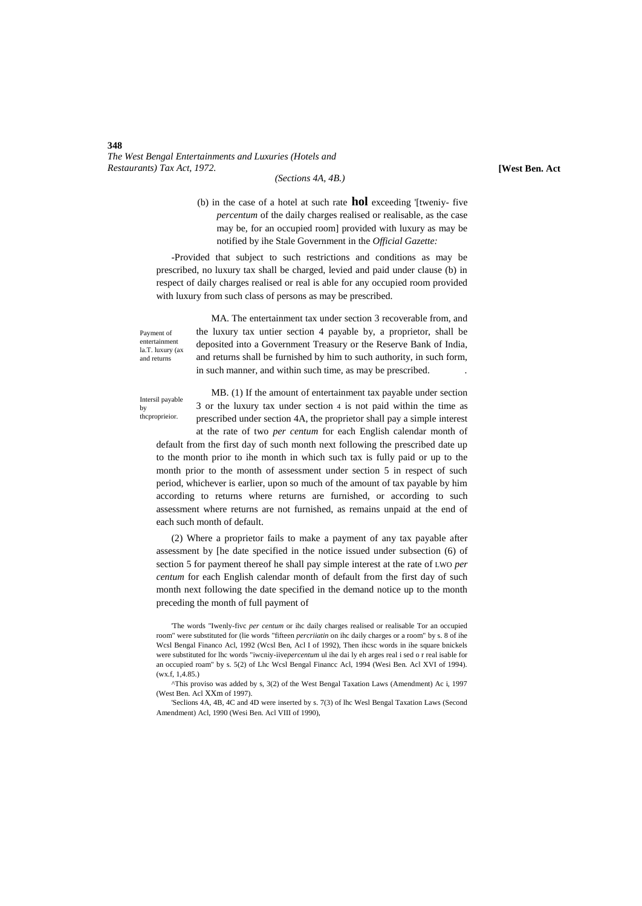(Sections 4A, 4B.)

(b) in the case of a hotel at such rate **hol** exceeding '[tweniy- five *percentum* of the daily charges realised or realisable, as the case may be, for an occupied room] provided with luxury as may be notified by ihe Stale Government in the *Official Gazette:*

-Provided that subject to such restrictions and conditions as may be prescribed, no luxury tax shall be charged, levied and paid under clause (b) in respect of daily charges realised or real is able for any occupied room provided with luxury from such class of persons as may be prescribed.

Payment of entertainment la.T. luxury (ax and returns

MA. The entertainment tax under section 3 recoverable from, and the luxury tax untier section 4 payable by, a proprietor, shall be deposited into a Government Treasury or the Reserve Bank of India, and returns shall be furnished by him to such authority, in such form, in such manner, and within such time, as may be prescribed.

Intersil payable by thcproprieior.

MB. (1) If the amount of entertainment tax payable under section 3 or the luxury tax under section 4 is not paid within the time as prescribed under section 4A, the proprietor shall pay a simple interest at the rate of two *per centum* for each English calendar month of default from the first day of such month next following the prescribed date up to the month prior to ihe month in which such tax is fully paid or up to the month prior to the month of assessment under section 5 in respect of such period, whichever is earlier, upon so much of the amount of tax payable by him according to returns where returns are furnished, or according to such assessment where returns are not furnished, as remains unpaid at the end of each such month of default.

(2) Where a proprietor fails to make a payment of any tax payable after assessment by [he date specified in the notice issued under subsection (6) of section 5 for payment thereof he shall pay simple interest at the rate of LWO *per centum* for each English calendar month of default from the first day of such month next following the date specified in the demand notice up to the month preceding the month of full payment of

'The words "Iwenly-fivc *per centum* or ihc daily charges realised or realisable Tor an occupied room" were substituted for (lie words "fifteen *percriiatin* on ihc daily charges or a room" by s. 8 of ihe Wcsl Bengal Financo Acl, 1992 (Wcsl Ben, Acl I of 1992), Then ihcsc words in ihe square bnickels were substituted for lhc words "iwcniy-iive*percentum* ul ihe dai ly eh arges real i sed o r real isable for an occupied roam" by s. 5(2) of Lhc Wcsl Bengal Financc Acl, 1994 (Wesi Ben. Acl XVI of 1994). (wx.f, 1,4.85.)

^This proviso was added by s, 3(2) of the West Bengal Taxation Laws (Amendment) Ac i, 1997 (West Ben. Acl XXm of 1997).

'Seclions 4A, 4B, 4C and 4D were inserted by s. 7(3) of lhc Wesl Bengal Taxation Laws (Second Amendment) Acl, 1990 (Wesi Ben. Acl VIII of 1990),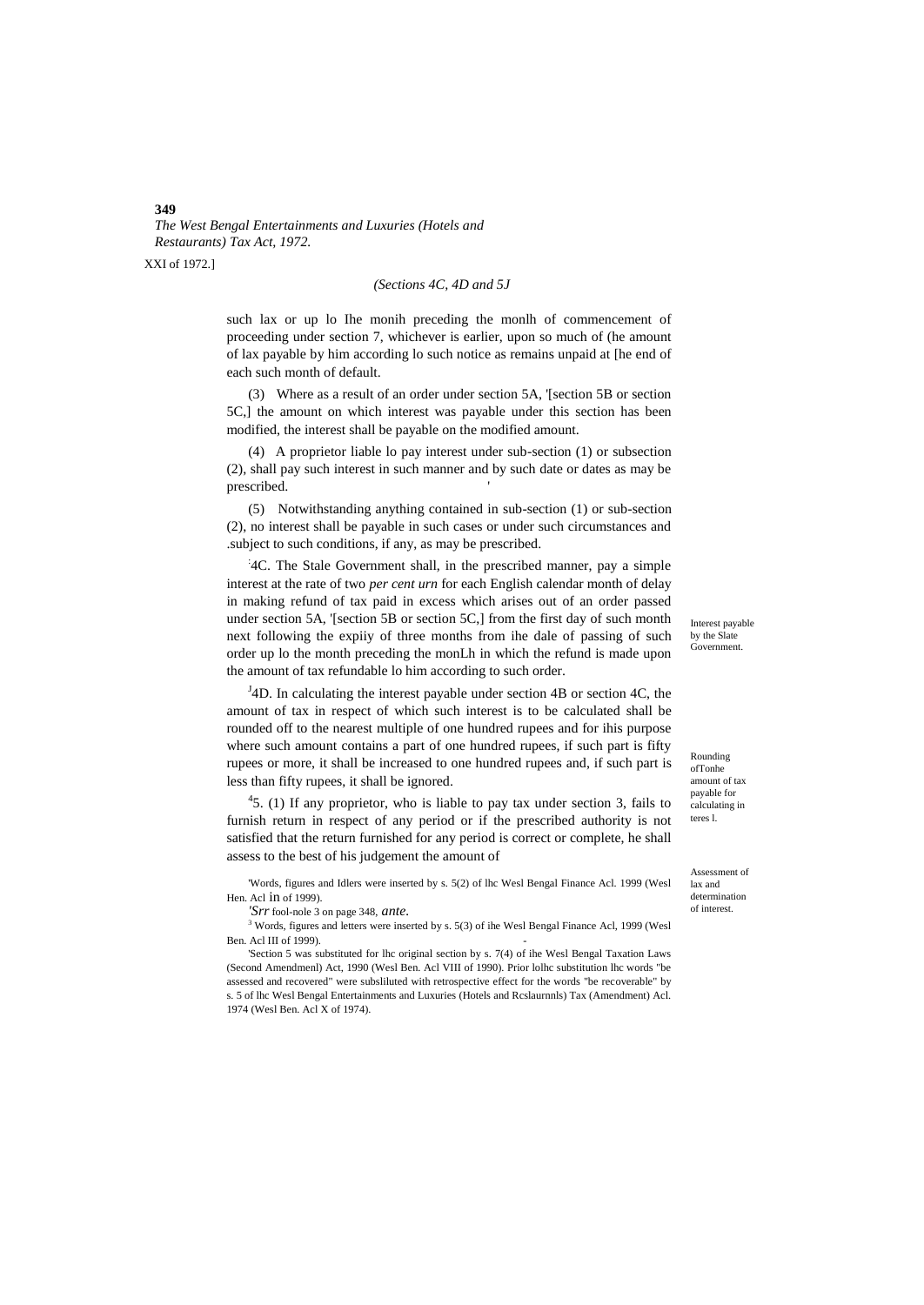XXI of 1972.]

*(Sections 4C, 4D and 5J*

such lax or up lo Ihe monih preceding the monlh of commencement of proceeding under section 7, whichever is earlier, upon so much of (he amount of lax payable by him according lo such notice as remains unpaid at [he end of each such month of default.

(3) Where as a result of an order under section 5A, '[section 5B or section 5C,] the amount on which interest was payable under this section has been modified, the interest shall be payable on the modified amount.

(4) A proprietor liable lo pay interest under sub-section (1) or subsection (2), shall pay such interest in such manner and by such date or dates as may be prescribed.

(5) Notwithstanding anything contained in sub-section (1) or sub-section (2), no interest shall be payable in such cases or under such circumstances and .subject to such conditions, if any, as may be prescribed.

Interest payable by the Slate Government.

:4C. The Stale Government shall, in the prescribed manner, pay a simple interest at the rate of two *per cent urn* for each English calendar month of delay in making refund of tax paid in excess which arises out of an order passed under section 5A, '[section 5B or section 5C,] from the first day of such month next following the expiiy of three months from ihe dale of passing of such order up lo the month preceding the monLh in which the refund is made upon the amount of tax refundable lo him according to such order.

Rounding ofTonhe amount of tax payable for calculating in teres l.

[J]4D. In calculating the interest payable under section 4B or section 4C, the amount of tax in respect of which such interest is to be calculated shall be rounded off to the nearest multiple of one hundred rupees and for ihis purpose where such amount contains a part of one hundred rupees, if such part is fifty rupees or more, it shall be increased to one hundred rupees and, if such part is less than fifty rupees, it shall be ignored.

Assessment of lax and determination of interest.

[4]5. (1) If any proprietor, who is liable to pay tax under section 3, fails to furnish return in respect of any period or if the prescribed authority is not satisfied that the return furnished for any period is correct or complete, he shall assess to the best of his judgement the amount of

'Words, figures and Idlers were inserted by s. 5(2) of lhc Wesl Bengal Finance Acl. 1999 (Wesl Hen. Acl in of 1999).

*'Srr* fool-nole 3 on page 348, *ante.*

[3] Words, figures and letters were inserted by s. 5(3) of ihe Wesl Bengal Finance Acl, 1999 (Wesl Ben. Acl III of 1999).

'Section 5 was substituted for lhc original section by s. 7(4) of ihe Wesl Bengal Taxation Laws (Second Amendmenl) Act, 1990 (Wesl Ben. Acl VIII of 1990). Prior lolhc substitution lhc words "be assessed and recovered" were subsliluted with retrospective effect for the words "be recoverable" by s. 5 of lhc Wesl Bengal Entertainments and Luxuries (Hotels and Rcslaurnnls) Tax (Amendment) Acl. 1974 (Wesl Ben. Acl X of 1974).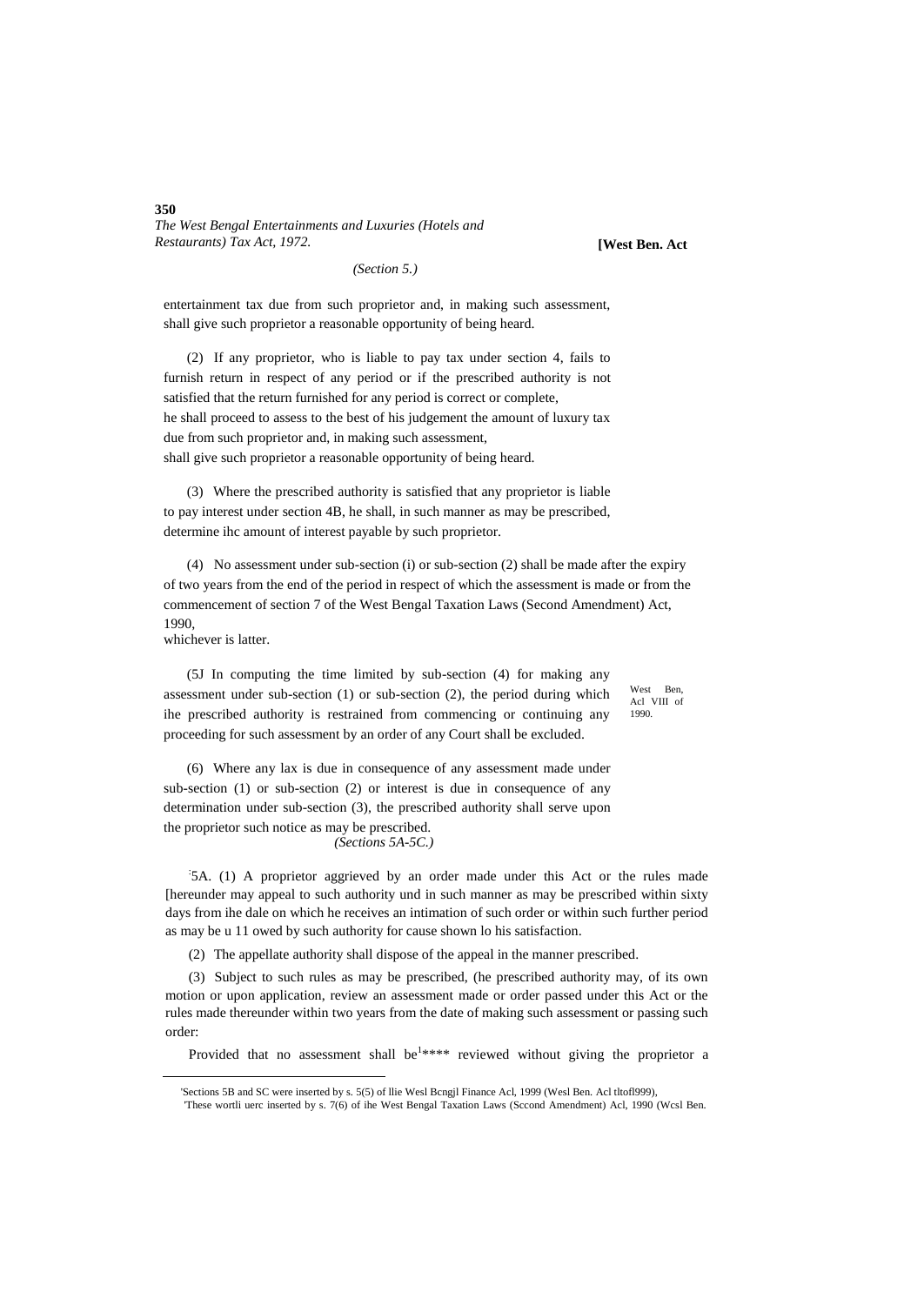*(Section 5.)*

entertainment tax due from such proprietor and, in making such assessment, shall give such proprietor a reasonable opportunity of being heard.

(2) If any proprietor, who is liable to pay tax under section 4, fails to furnish return in respect of any period or if the prescribed authority is not satisfied that the return furnished for any period is correct or complete, he shall proceed to assess to the best of his judgement the amount of luxury tax due from such proprietor and, in making such assessment, shall give such proprietor a reasonable opportunity of being heard.

(3) Where the prescribed authority is satisfied that any proprietor is liable to pay interest under section 4B, he shall, in such manner as may be prescribed, determine ihc amount of interest payable by such proprietor.

(4) No assessment under sub-section (i) or sub-section (2) shall be made after the expiry of two years from the end of the period in respect of which the assessment is made or from the commencement of section 7 of the West Bengal Taxation Laws (Second Amendment) Act, 1990, whichever is latter.

West Ben, Acl VIII of 1990.

(5J In computing the time limited by sub-section (4) for making any assessment under sub-section (1) or sub-section (2), the period during which ihe prescribed authority is restrained from commencing or continuing any proceeding for such assessment by an order of any Court shall be excluded.

(6) Where any lax is due in consequence of any assessment made under sub-section (1) or sub-section (2) or interest is due in consequence of any determination under sub-section (3), the prescribed authority shall serve upon the proprietor such notice as may be prescribed.

*(Sections 5A-5C.)*

[1]5A. (1) A proprietor aggrieved by an order made under this Act or the rules made [hereunder may appeal to such authority und in such manner as may be prescribed within sixty days from ihe dale on which he receives an intimation of such order or within such further period as may be u 11 owed by such authority for cause shown lo his satisfaction.

(2) The appellate authority shall dispose of the appeal in the manner prescribed.

(3) Subject to such rules as may be prescribed, (he prescribed authority may, of its own motion or upon application, review an assessment made or order passed under this Act or the rules made thereunder within two years from the date of making such assessment or passing such order:

Provided that no assessment shall be[1]**** reviewed without giving the proprietor a

---

'Sections 5B and SC were inserted by s. 5(5) of llie Wesl Bcngjl Finance Acl, 1999 (Wesl Ben. Acl tltofl999),

'These wortli uerc inserted by s. 7(6) of ihe West Bengal Taxation Laws (Sccond Amendment) Acl, 1990 (Wcsl Ben.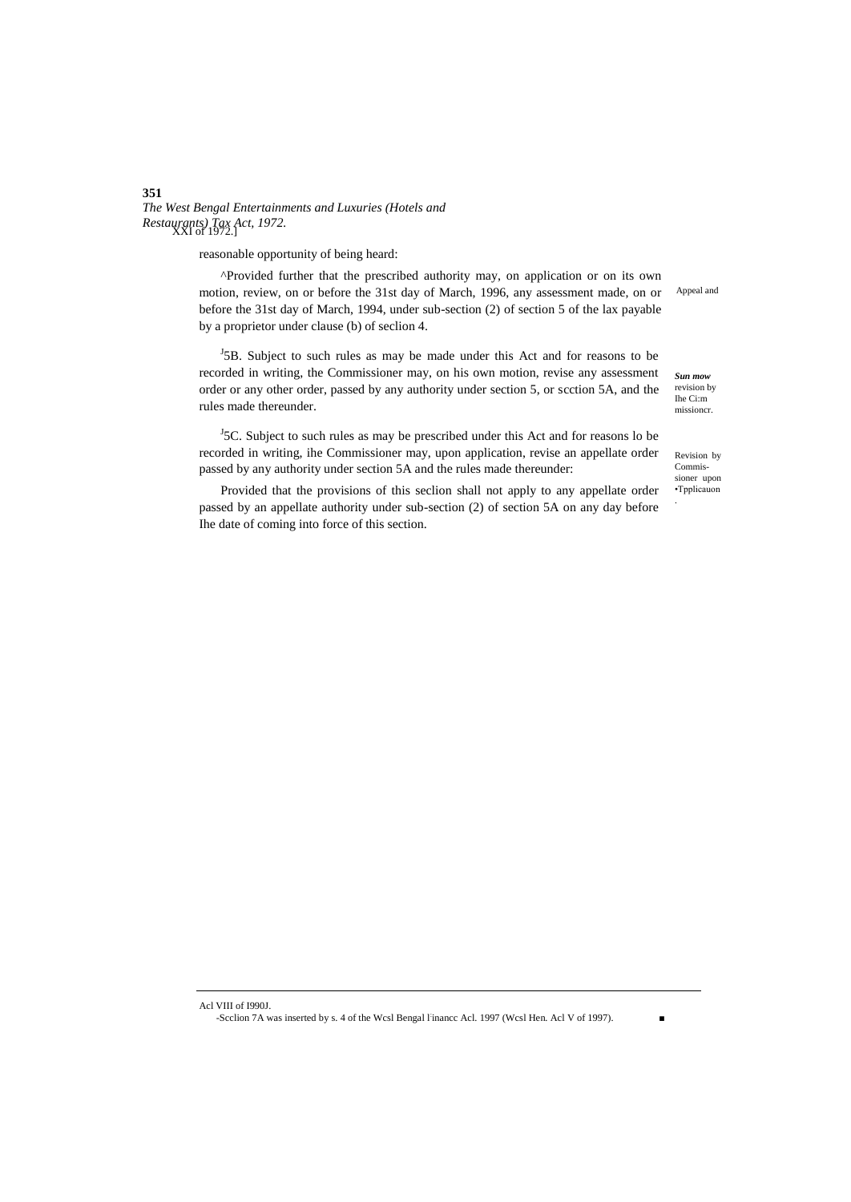reasonable opportunity of being heard:

^Provided further that the prescribed authority may, on application or on its own motion, review, on or before the 31st day of March, 1996, any assessment made, on or before the 31st day of March, 1994, under sub-section (2) of section 5 of the lax payable by a proprietor under clause (b) of seclion 4.

Appeal and

*Sun mow* revision by Ihe Ci:m missioncr.

[J]5B. Subject to such rules as may be made under this Act and for reasons to be recorded in writing, the Commissioner may, on his own motion, revise any assessment order or any other order, passed by any authority under section 5, or scction 5A, and the rules made thereunder.

Revision by Commis-sioner upon •Tpplicauon.

[J]5C. Subject to such rules as may be prescribed under this Act and for reasons lo be recorded in writing, ihe Commissioner may, upon application, revise an appellate order passed by any authority under section 5A and the rules made thereunder:

Provided that the provisions of this seclion shall not apply to any appellate order passed by an appellate authority under sub-section (2) of section 5A on any day before Ihe date of coming into force of this section.

---

Acl VIII of I990J.

-Scclion 7A was inserted by s. 4 of the Wcsl Bengal l·inancc Acl. 1997 (Wcsl Hen. Acl V of 1997).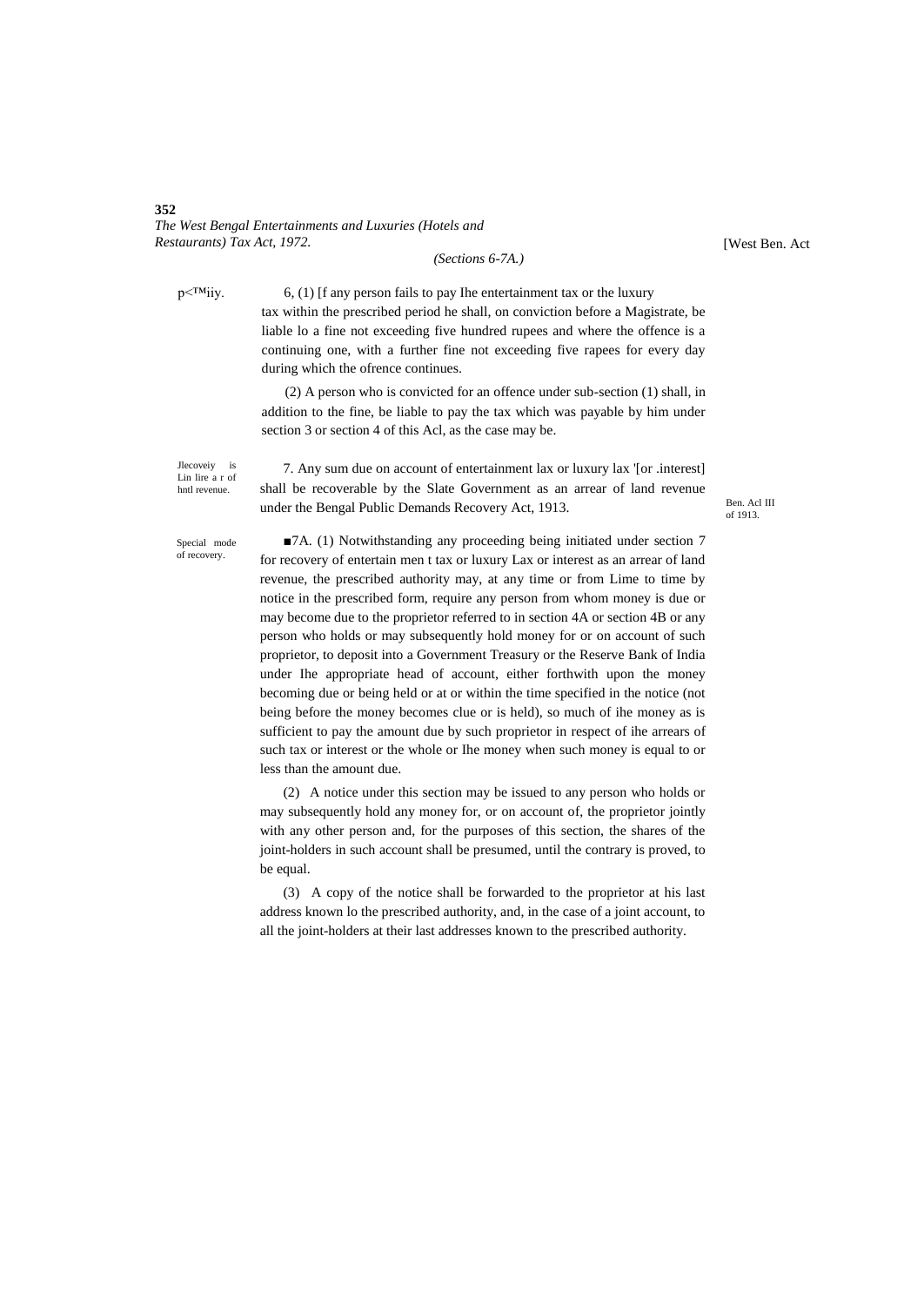*(Sections 6-7A.)*

p<™iiy. 6, (1) [f any person fails to pay Ihe entertainment tax or the luxury tax within the prescribed period he shall, on conviction before a Magistrate, be liable lo a fine not exceeding five hundred rupees and where the offence is a continuing one, with a further fine not exceeding five rapees for every day during which the ofrence continues.

(2) A person who is convicted for an offence under sub-section (1) shall, in addition to the fine, be liable to pay the tax which was payable by him under section 3 or section 4 of this Acl, as the case may be.

Jlecoveiy is Lin lire a r of hntl revenue.

7. Any sum due on account of entertainment lax or luxury lax '[or .interest] shall be recoverable by the Slate Government as an arrear of land revenue under the Bengal Public Demands Recovery Act, 1913.

Ben. Acl III of 1913.

Special mode of recovery.

■7A. (1) Notwithstanding any proceeding being initiated under section 7 for recovery of entertain men t tax or luxury Lax or interest as an arrear of land revenue, the prescribed authority may, at any time or from Lime to time by notice in the prescribed form, require any person from whom money is due or may become due to the proprietor referred to in section 4A or section 4B or any person who holds or may subsequently hold money for or on account of such proprietor, to deposit into a Government Treasury or the Reserve Bank of India under Ihe appropriate head of account, either forthwith upon the money becoming due or being held or at or within the time specified in the notice (not being before the money becomes clue or is held), so much of ihe money as is sufficient to pay the amount due by such proprietor in respect of ihe arrears of such tax or interest or the whole or Ihe money when such money is equal to or less than the amount due.

(2) A notice under this section may be issued to any person who holds or may subsequently hold any money for, or on account of, the proprietor jointly with any other person and, for the purposes of this section, the shares of the joint-holders in such account shall be presumed, until the contrary is proved, to be equal.

(3) A copy of the notice shall be forwarded to the proprietor at his last address known lo the prescribed authority, and, in the case of a joint account, to all the joint-holders at their last addresses known to the prescribed authority.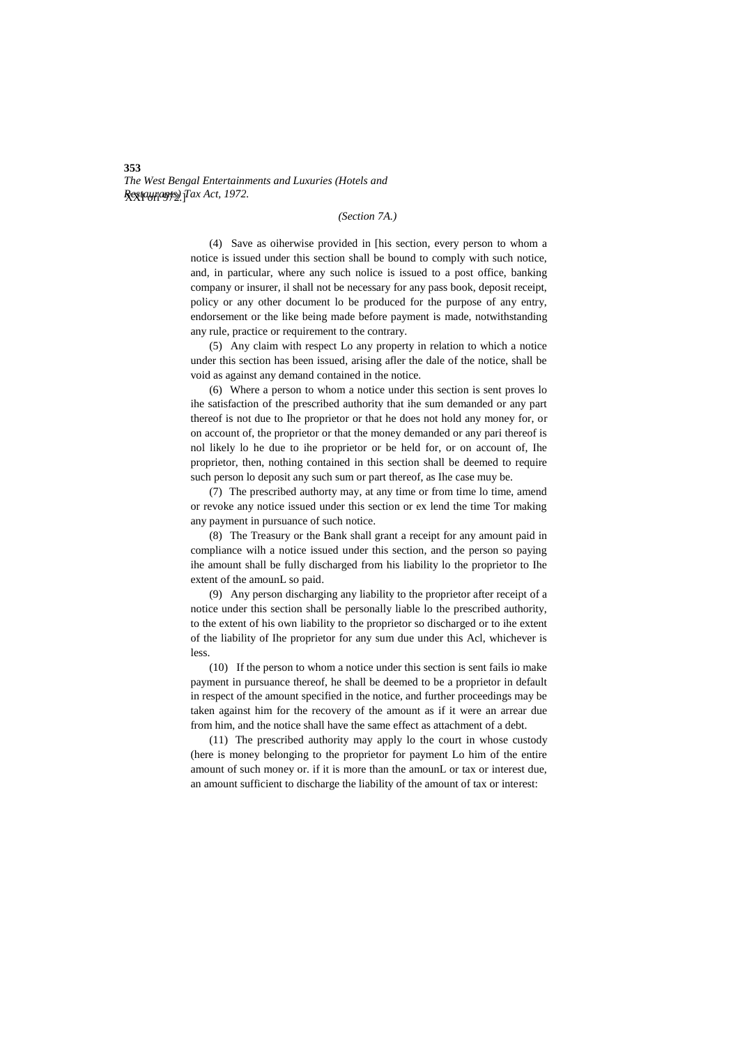*(Section 7A.)*

(4) Save as oiherwise provided in [his section, every person to whom a notice is issued under this section shall be bound to comply with such notice, and, in particular, where any such nolice is issued to a post office, banking company or insurer, il shall not be necessary for any pass book, deposit receipt, policy or any other document lo be produced for the purpose of any entry, endorsement or the like being made before payment is made, notwithstanding any rule, practice or requirement to the contrary.

(5) Any claim with respect Lo any property in relation to which a notice under this section has been issued, arising afler the dale of the notice, shall be void as against any demand contained in the notice.

(6) Where a person to whom a notice under this section is sent proves lo ihe satisfaction of the prescribed authority that ihe sum demanded or any part thereof is not due to Ihe proprietor or that he does not hold any money for, or on account of, the proprietor or that the money demanded or any pari thereof is nol likely lo he due to ihe proprietor or be held for, or on account of, Ihe proprietor, then, nothing contained in this section shall be deemed to require such person lo deposit any such sum or part thereof, as Ihe case muy be.

(7) The prescribed authorty may, at any time or from time lo time, amend or revoke any notice issued under this section or ex lend the time Tor making any payment in pursuance of such notice.

(8) The Treasury or the Bank shall grant a receipt for any amount paid in compliance wilh a notice issued under this section, and the person so paying ihe amount shall be fully discharged from his liability lo the proprietor to Ihe extent of the amounL so paid.

(9) Any person discharging any liability to the proprietor after receipt of a notice under this section shall be personally liable lo the prescribed authority, to the extent of his own liability to the proprietor so discharged or to ihe extent of the liability of Ihe proprietor for any sum due under this Acl, whichever is less.

(10) If the person to whom a notice under this section is sent fails io make payment in pursuance thereof, he shall be deemed to be a proprietor in default in respect of the amount specified in the notice, and further proceedings may be taken against him for the recovery of the amount as if it were an arrear due from him, and the notice shall have the same effect as attachment of a debt.

(11) The prescribed authority may apply lo the court in whose custody (here is money belonging to the proprietor for payment Lo him of the entire amount of such money or. if it is more than the amounL or tax or interest due, an amount sufficient to discharge the liability of the amount of tax or interest: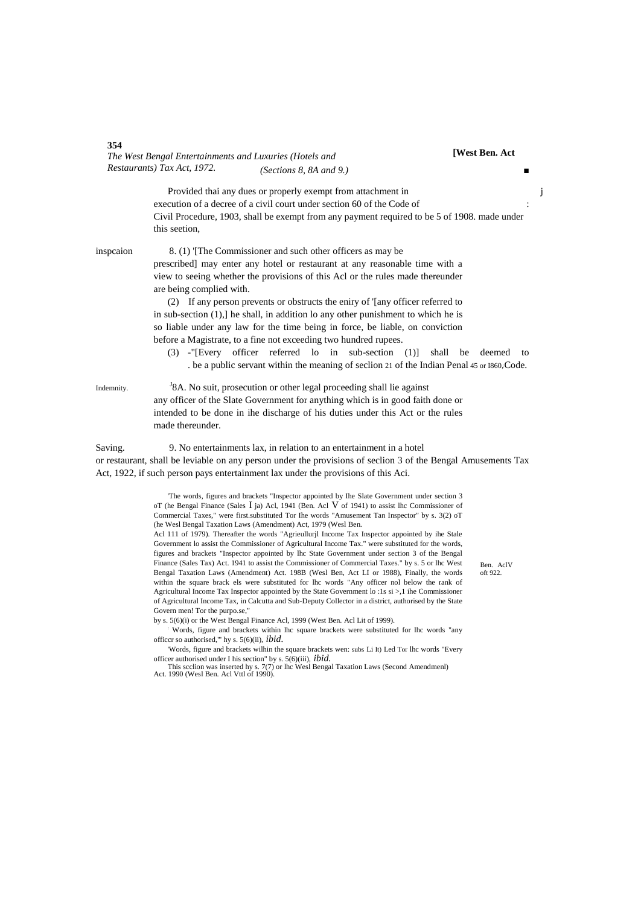Provided thai any dues or properly exempt from attachment in execution of a decree of a civil court under section 60 of the Code of Civil Procedure, 1903, shall be exempt from any payment required to be made under this seetion,

5 of 1908.

inspcaion

8. (1) '[The Commissioner and such other officers as may be prescribed] may enter any hotel or restaurant at any reasonable time with a view to seeing whether the provisions of this Acl or the rules made thereunder are being complied with.

(2) If any person prevents or obstructs the eniry of '[any officer referred to in sub-section (1),] he shall, in addition lo any other punishment to which he is so liable under any law for the time being in force, be liable, on conviction before a Magistrate, to a fine not exceeding two hundred rupees.

(3) -"[Every officer referred lo in sub-section (1)] shall be deemed to be a public servant within the meaning of seclion 21 of the Indian Penal Code.

45 or I860.

Indemnity.

[J]8A. No suit, prosecution or other legal proceeding shall lie against any officer of the Slate Government for anything which is in good faith done or intended to be done in ihe discharge of his duties under this Act or the rules made thereunder.

Saving.

9. No entertainments lax, in relation to an entertainment in a hotel or restaurant, shall be leviable on any person under the provisions of seclion 3 of the Bengal Amusements Tax Act, 1922, if such person pays entertainment lax under the provisions of this Aci.

Ben. AclV oft 922.

'The words, figures and brackets "Inspector appointed by Ihe Slate Government under section 3 oT (he Bengal Finance (Sales I ja) Acl, 1941 (Ben. Acl V of 1941) to assist lhc Commissioner of Commercial Taxes," were first.substituted Tor Ihe words "Amusement Tan Inspector" by s. 3(2) oT (he Wesl Bengal Taxation Laws (Amendment) Act, 1979 (Wesl Ben. Acl 111 of 1979). Thereafter the words "Agrieullurjl Income Tax Inspector appointed by ihe Stale Government lo assist the Commissioner of Agricultural Income Tax." were substituted for the words, figures and brackets "Inspector appointed by lhc State Government under section 3 of the Bengal Finance (Sales Tax) Act. 1941 to assist the Commissioner of Commercial Taxes." by s. 5 or lhc West Bengal Taxation Laws (Amendment) Act. 198B (Wesl Ben, Act LI or 1988), Finally, the words within the square brack els were substituted for lhc words "Any officer nol below the rank of Agricultural Income Tax Inspector appointed by the State Government lo :1s si >,1 ihe Commissioner of Agricultural Income Tax, in Calcutta and Sub-Deputy Collector in a district, authorised by the State Govern men! Tor the purpo.se," by s. 5(6)(i) or the West Bengal Finance Acl, 1999 (West Ben. Acl Lit of 1999).

: Words, figure and brackets within lhc square brackets were substituted for lhc words "any officcr so authorised,'" hy s. 5(6)(ii), *ibid.*

'Words, figure and brackets wilhin the square brackets wen: subs Li It) Led Tor lhc words "Every officer authorised under I his section" by s. 5(6)(iii), *ibid.*

This scclion was inserted hy s. 7(7) or lhc Wesl Bengal Taxation Laws (Second Amendmenl) Act. 1990 (Wesl Ben. Acl Vttl of 1990).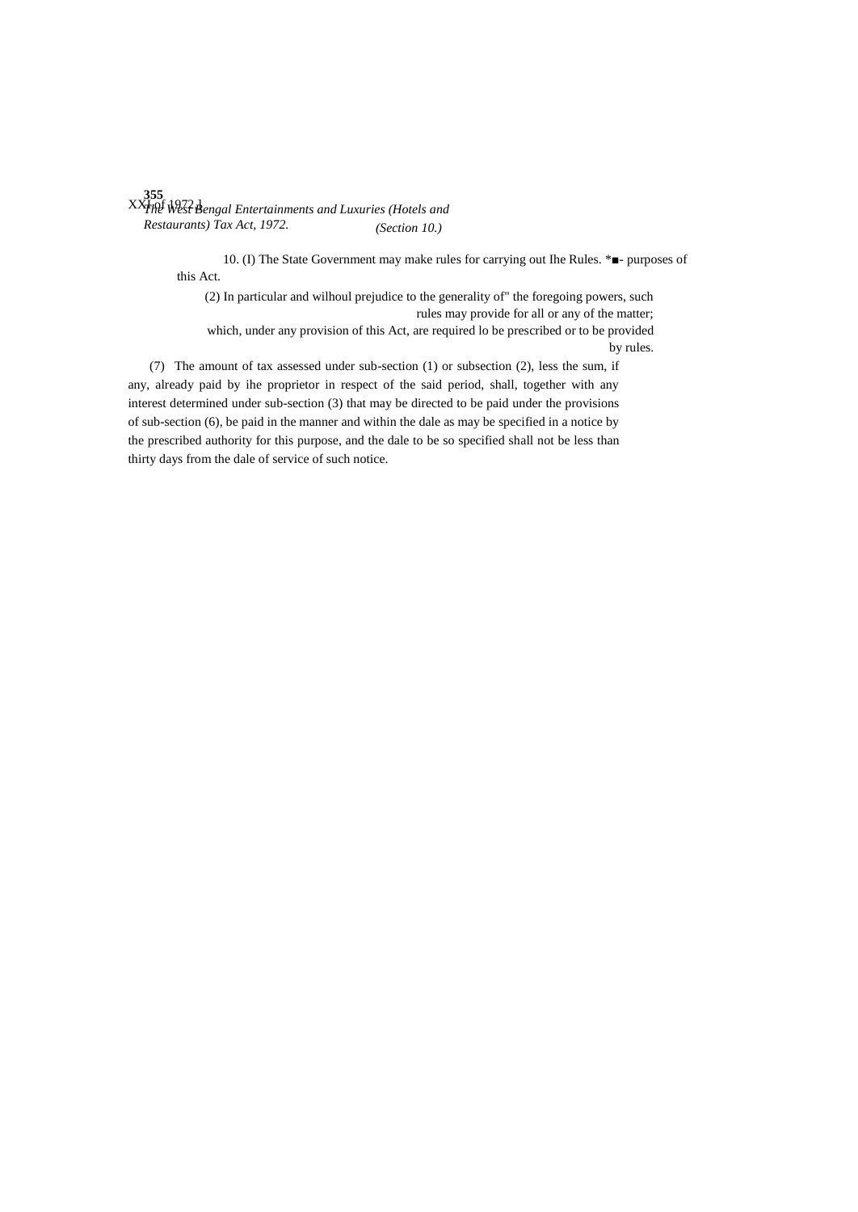10. (I) The State Government may make rules for carrying out Ihe Rules. *■- purposes of this Act.

(2) In particular and wilhoul prejudice to the generality of" the foregoing powers, such rules may provide for all or any of the matter; which, under any provision of this Act, are required lo be prescribed or to be provided by rules.

(7) The amount of tax assessed under sub-section (1) or subsection (2), less the sum, if any, already paid by ihe proprietor in respect of the said period, shall, together with any interest determined under sub-section (3) that may be directed to be paid under the provisions of sub-section (6), be paid in the manner and within the dale as may be specified in a notice by the prescribed authority for this purpose, and the dale to be so specified shall not be less than thirty days from the dale of service of such notice.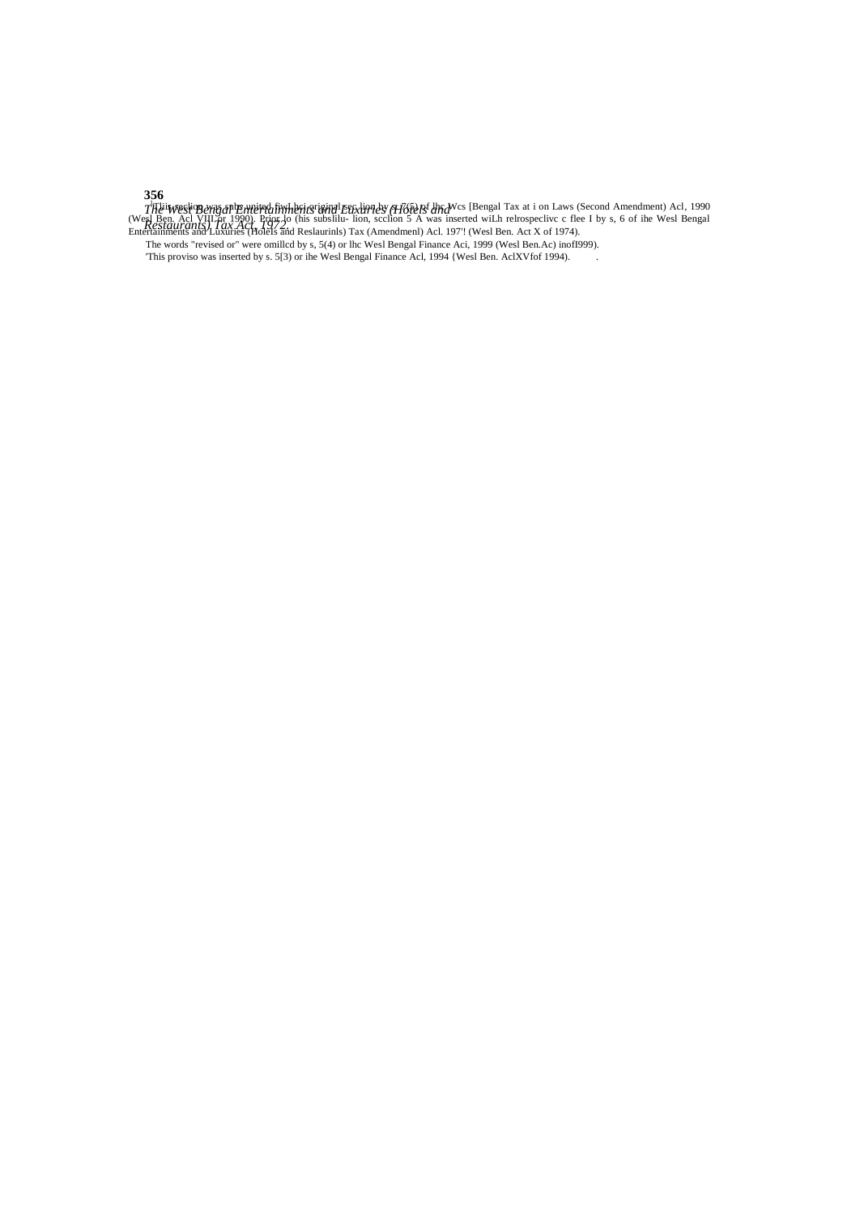[1]This section was substituted for the original section by s. 7(5) of the West Bengal Taxation Laws (Second Amendment) Act, 1990 (West Ben. Act VIII of 1990). Prior to this substitution, section 5 A was inserted with retrospective effect by s. 6 of the West Bengal Entertainments and Luxuries (Hotels and Restaurants) Tax (Amendment) Act, 197'! (West Ben. Act X of 1974).

The words "revised or" were omitted by s, 5(4) of the West Bengal Finance Act, 1999 (West Ben. Act) of 1999).

'This proviso was inserted by s. 5[3) of the West Bengal Finance Act, 1994 {West Ben. Act XV of 1994).